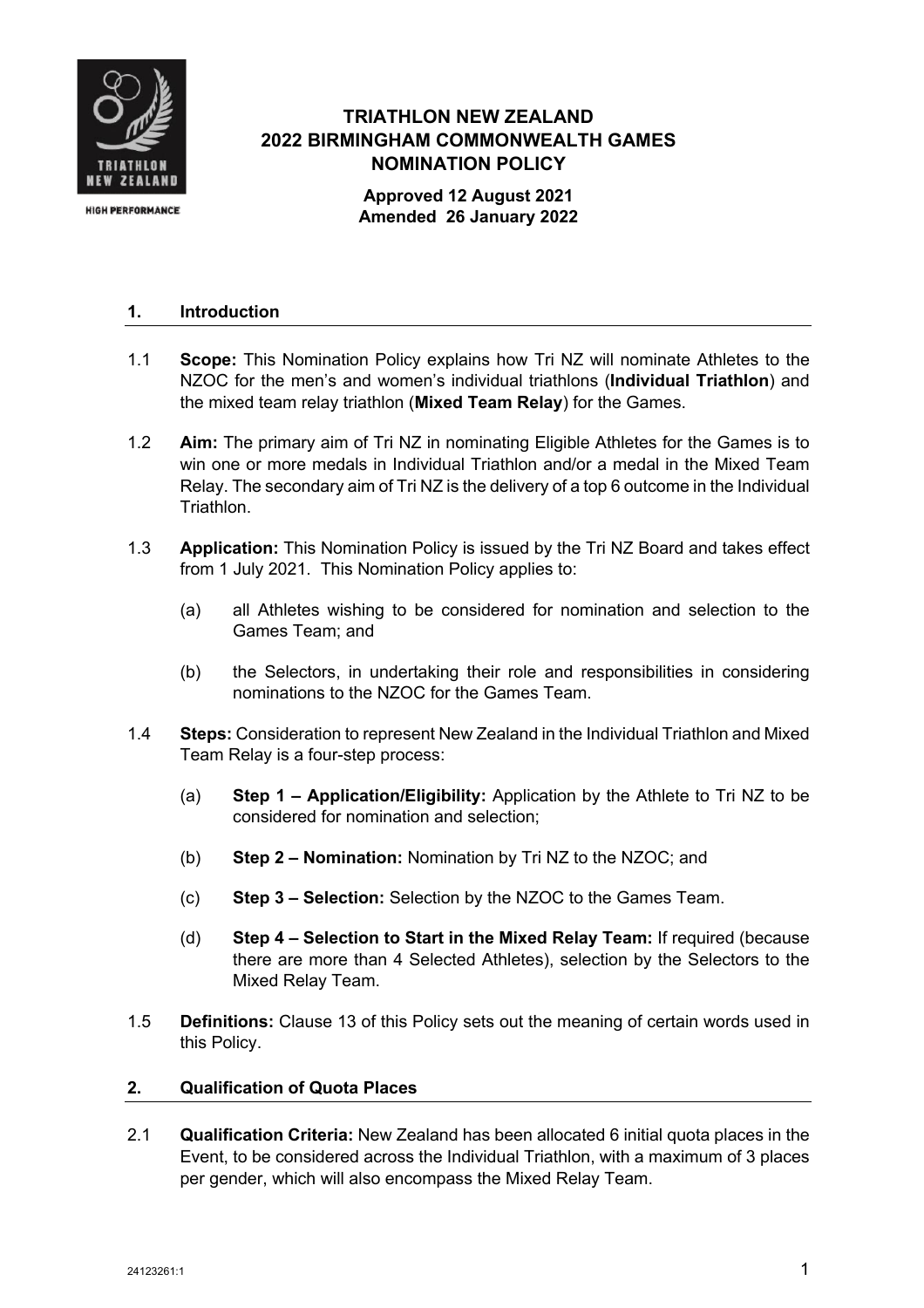# TRIATHLON NEW ZEALAND
# 2022 BIRMINGHAM COMMONWEALTH GAMES
# NOMINATION POLICY

**Approved 12 August 2021**
**Amended 26 January 2022**

## 1. Introduction

1.1 **Scope:** This Nomination Policy explains how Tri NZ will nominate Athletes to the NZOC for the men's and women's individual triathlons (**Individual Triathlon**) and the mixed team relay triathlon (**Mixed Team Relay**) for the Games.

1.2 **Aim:** The primary aim of Tri NZ in nominating Eligible Athletes for the Games is to win one or more medals in Individual Triathlon and/or a medal in the Mixed Team Relay. The secondary aim of Tri NZ is the delivery of a top 6 outcome in the Individual Triathlon.

1.3 **Application:** This Nomination Policy is issued by the Tri NZ Board and takes effect from 1 July 2021. This Nomination Policy applies to:

(a) all Athletes wishing to be considered for nomination and selection to the Games Team; and

(b) the Selectors, in undertaking their role and responsibilities in considering nominations to the NZOC for the Games Team.

1.4 **Steps:** Consideration to represent New Zealand in the Individual Triathlon and Mixed Team Relay is a four-step process:

(a) **Step 1 – Application/Eligibility:** Application by the Athlete to Tri NZ to be considered for nomination and selection;

(b) **Step 2 – Nomination:** Nomination by Tri NZ to the NZOC; and

(c) **Step 3 – Selection:** Selection by the NZOC to the Games Team.

(d) **Step 4 – Selection to Start in the Mixed Relay Team:** If required (because there are more than 4 Selected Athletes), selection by the Selectors to the Mixed Relay Team.

1.5 **Definitions:** Clause 13 of this Policy sets out the meaning of certain words used in this Policy.

## 2. Qualification of Quota Places

2.1 **Qualification Criteria:** New Zealand has been allocated 6 initial quota places in the Event, to be considered across the Individual Triathlon, with a maximum of 3 places per gender, which will also encompass the Mixed Relay Team.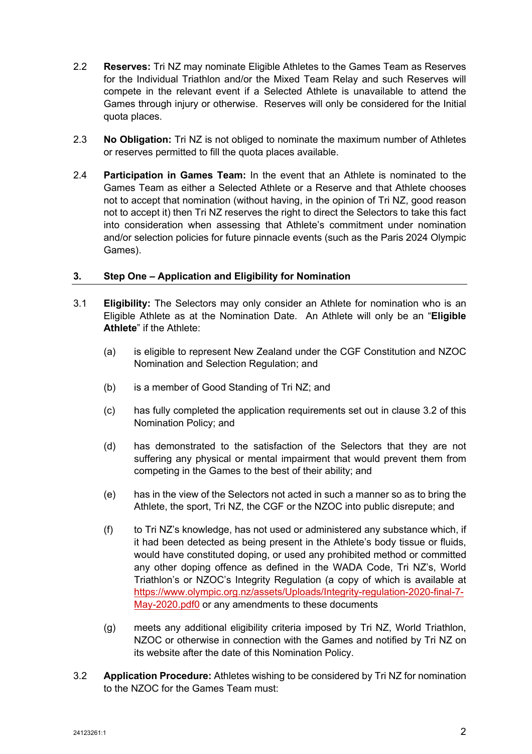2.2 **Reserves:** Tri NZ may nominate Eligible Athletes to the Games Team as Reserves for the Individual Triathlon and/or the Mixed Team Relay and such Reserves will compete in the relevant event if a Selected Athlete is unavailable to attend the Games through injury or otherwise. Reserves will only be considered for the Initial quota places.

2.3 **No Obligation:** Tri NZ is not obliged to nominate the maximum number of Athletes or reserves permitted to fill the quota places available.

2.4 **Participation in Games Team:** In the event that an Athlete is nominated to the Games Team as either a Selected Athlete or a Reserve and that Athlete chooses not to accept that nomination (without having, in the opinion of Tri NZ, good reason not to accept it) then Tri NZ reserves the right to direct the Selectors to take this fact into consideration when assessing that Athlete's commitment under nomination and/or selection policies for future pinnacle events (such as the Paris 2024 Olympic Games).

## 3. Step One – Application and Eligibility for Nomination

3.1 **Eligibility:** The Selectors may only consider an Athlete for nomination who is an Eligible Athlete as at the Nomination Date. An Athlete will only be an "**Eligible Athlete**" if the Athlete:

(a) is eligible to represent New Zealand under the CGF Constitution and NZOC Nomination and Selection Regulation; and

(b) is a member of Good Standing of Tri NZ; and

(c) has fully completed the application requirements set out in clause 3.2 of this Nomination Policy; and

(d) has demonstrated to the satisfaction of the Selectors that they are not suffering any physical or mental impairment that would prevent them from competing in the Games to the best of their ability; and

(e) has in the view of the Selectors not acted in such a manner so as to bring the Athlete, the sport, Tri NZ, the CGF or the NZOC into public disrepute; and

(f) to Tri NZ's knowledge, has not used or administered any substance which, if it had been detected as being present in the Athlete's body tissue or fluids, would have constituted doping, or used any prohibited method or committed any other doping offence as defined in the WADA Code, Tri NZ's, World Triathlon's or NZOC's Integrity Regulation (a copy of which is available at https://www.olympic.org.nz/assets/Uploads/Integrity-regulation-2020-final-7-May-2020.pdf0 or any amendments to these documents

(g) meets any additional eligibility criteria imposed by Tri NZ, World Triathlon, NZOC or otherwise in connection with the Games and notified by Tri NZ on its website after the date of this Nomination Policy.

3.2 **Application Procedure:** Athletes wishing to be considered by Tri NZ for nomination to the NZOC for the Games Team must: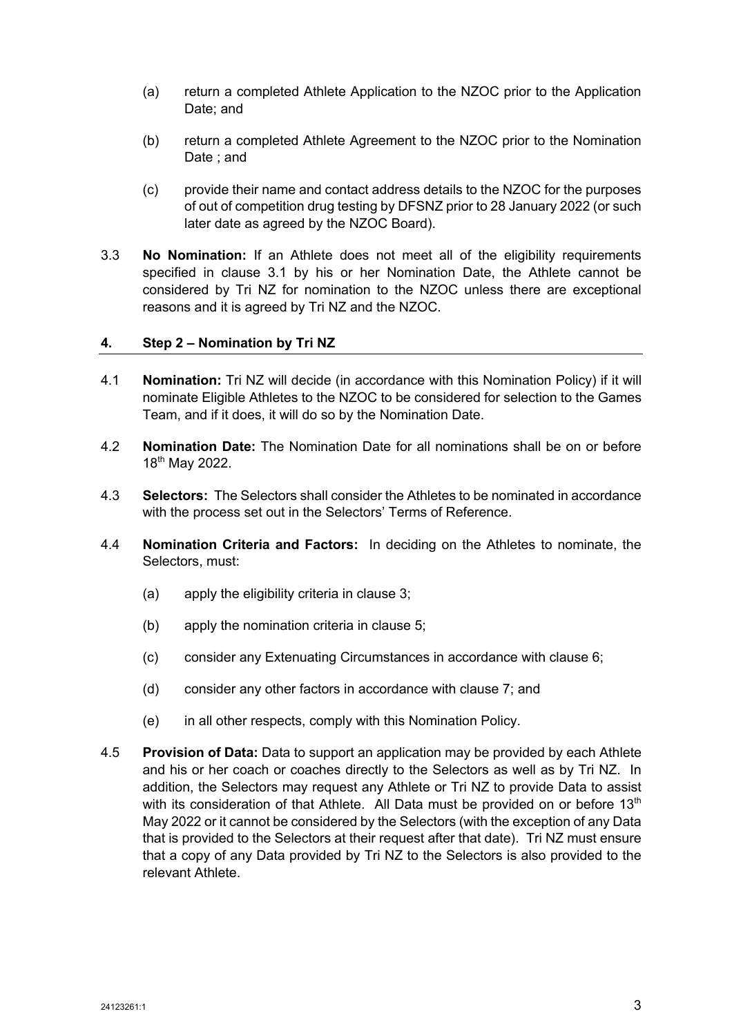(a) return a completed Athlete Application to the NZOC prior to the Application Date; and

(b) return a completed Athlete Agreement to the NZOC prior to the Nomination Date ; and

(c) provide their name and contact address details to the NZOC for the purposes of out of competition drug testing by DFSNZ prior to 28 January 2022 (or such later date as agreed by the NZOC Board).

3.3 **No Nomination:** If an Athlete does not meet all of the eligibility requirements specified in clause 3.1 by his or her Nomination Date, the Athlete cannot be considered by Tri NZ for nomination to the NZOC unless there are exceptional reasons and it is agreed by Tri NZ and the NZOC.

## 4. Step 2 – Nomination by Tri NZ

4.1 **Nomination:** Tri NZ will decide (in accordance with this Nomination Policy) if it will nominate Eligible Athletes to the NZOC to be considered for selection to the Games Team, and if it does, it will do so by the Nomination Date.

4.2 **Nomination Date:** The Nomination Date for all nominations shall be on or before 18th May 2022.

4.3 **Selectors:** The Selectors shall consider the Athletes to be nominated in accordance with the process set out in the Selectors' Terms of Reference.

4.4 **Nomination Criteria and Factors:** In deciding on the Athletes to nominate, the Selectors, must:

(a) apply the eligibility criteria in clause 3;

(b) apply the nomination criteria in clause 5;

(c) consider any Extenuating Circumstances in accordance with clause 6;

(d) consider any other factors in accordance with clause 7; and

(e) in all other respects, comply with this Nomination Policy.

4.5 **Provision of Data:** Data to support an application may be provided by each Athlete and his or her coach or coaches directly to the Selectors as well as by Tri NZ. In addition, the Selectors may request any Athlete or Tri NZ to provide Data to assist with its consideration of that Athlete. All Data must be provided on or before 13th May 2022 or it cannot be considered by the Selectors (with the exception of any Data that is provided to the Selectors at their request after that date). Tri NZ must ensure that a copy of any Data provided by Tri NZ to the Selectors is also provided to the relevant Athlete.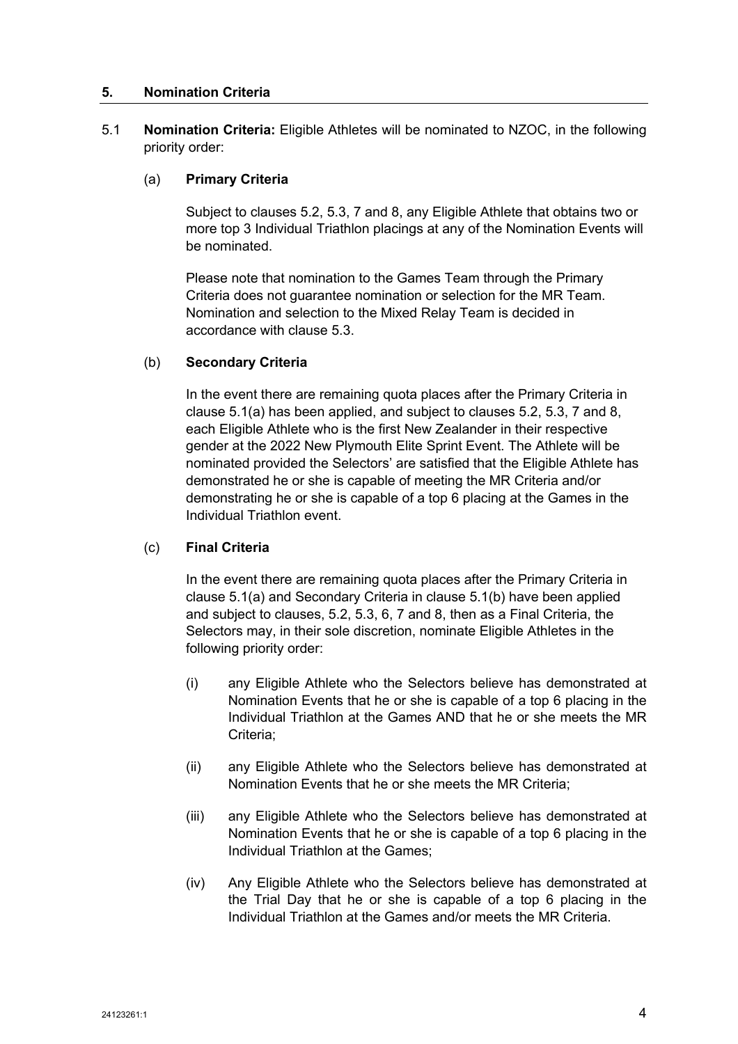## 5. Nomination Criteria

5.1 **Nomination Criteria:** Eligible Athletes will be nominated to NZOC, in the following priority order:

(a) **Primary Criteria**

Subject to clauses 5.2, 5.3, 7 and 8, any Eligible Athlete that obtains two or more top 3 Individual Triathlon placings at any of the Nomination Events will be nominated.

Please note that nomination to the Games Team through the Primary Criteria does not guarantee nomination or selection for the MR Team. Nomination and selection to the Mixed Relay Team is decided in accordance with clause 5.3.

(b) **Secondary Criteria**

In the event there are remaining quota places after the Primary Criteria in clause 5.1(a) has been applied, and subject to clauses 5.2, 5.3, 7 and 8, each Eligible Athlete who is the first New Zealander in their respective gender at the 2022 New Plymouth Elite Sprint Event. The Athlete will be nominated provided the Selectors' are satisfied that the Eligible Athlete has demonstrated he or she is capable of meeting the MR Criteria and/or demonstrating he or she is capable of a top 6 placing at the Games in the Individual Triathlon event.

(c) **Final Criteria**

In the event there are remaining quota places after the Primary Criteria in clause 5.1(a) and Secondary Criteria in clause 5.1(b) have been applied and subject to clauses, 5.2, 5.3, 6, 7 and 8, then as a Final Criteria, the Selectors may, in their sole discretion, nominate Eligible Athletes in the following priority order:

(i) any Eligible Athlete who the Selectors believe has demonstrated at Nomination Events that he or she is capable of a top 6 placing in the Individual Triathlon at the Games AND that he or she meets the MR Criteria;

(ii) any Eligible Athlete who the Selectors believe has demonstrated at Nomination Events that he or she meets the MR Criteria;

(iii) any Eligible Athlete who the Selectors believe has demonstrated at Nomination Events that he or she is capable of a top 6 placing in the Individual Triathlon at the Games;

(iv) Any Eligible Athlete who the Selectors believe has demonstrated at the Trial Day that he or she is capable of a top 6 placing in the Individual Triathlon at the Games and/or meets the MR Criteria.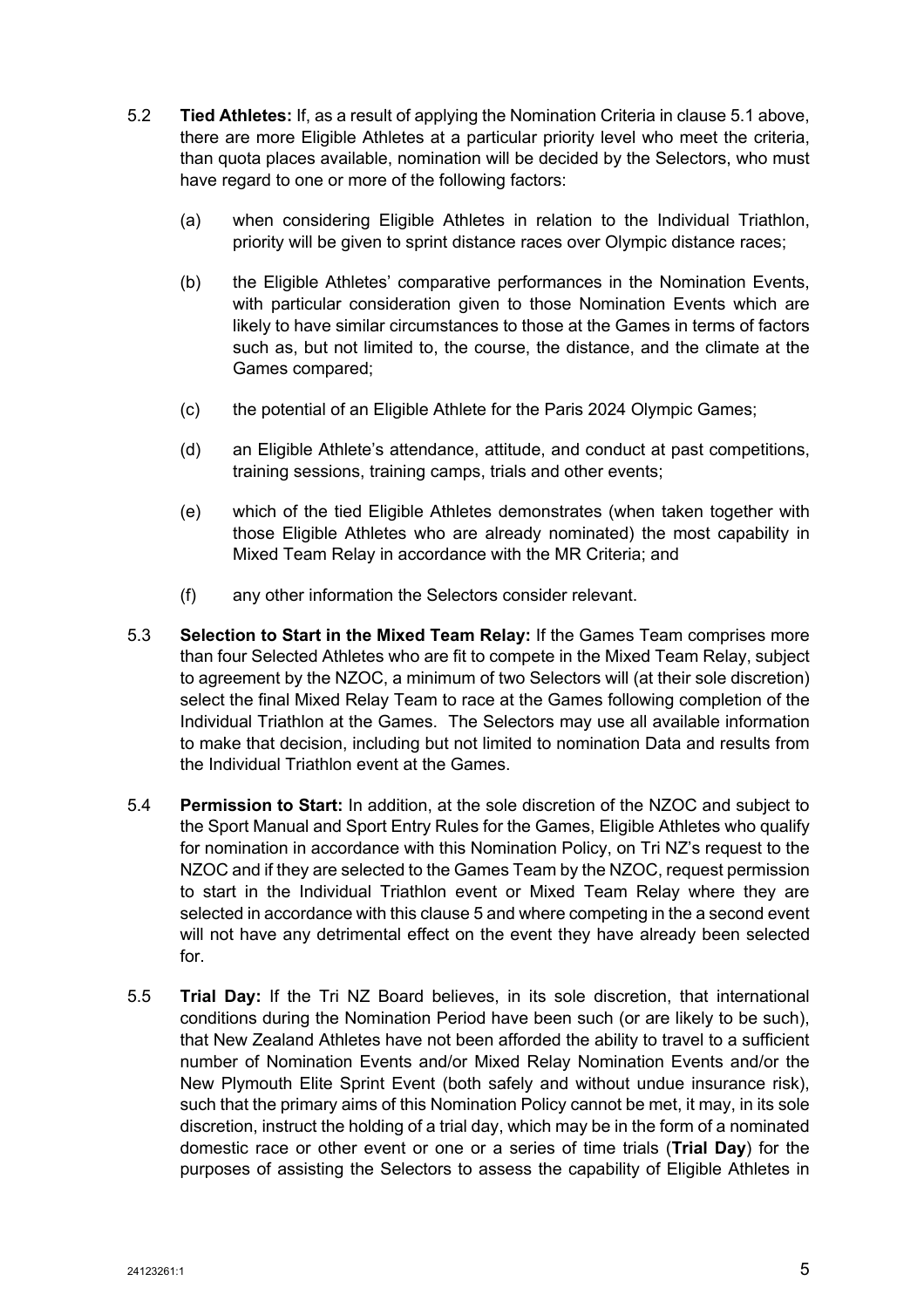5.2 **Tied Athletes:** If, as a result of applying the Nomination Criteria in clause 5.1 above, there are more Eligible Athletes at a particular priority level who meet the criteria, than quota places available, nomination will be decided by the Selectors, who must have regard to one or more of the following factors:

(a) when considering Eligible Athletes in relation to the Individual Triathlon, priority will be given to sprint distance races over Olympic distance races;

(b) the Eligible Athletes' comparative performances in the Nomination Events, with particular consideration given to those Nomination Events which are likely to have similar circumstances to those at the Games in terms of factors such as, but not limited to, the course, the distance, and the climate at the Games compared;

(c) the potential of an Eligible Athlete for the Paris 2024 Olympic Games;

(d) an Eligible Athlete's attendance, attitude, and conduct at past competitions, training sessions, training camps, trials and other events;

(e) which of the tied Eligible Athletes demonstrates (when taken together with those Eligible Athletes who are already nominated) the most capability in Mixed Team Relay in accordance with the MR Criteria; and

(f) any other information the Selectors consider relevant.

5.3 **Selection to Start in the Mixed Team Relay:** If the Games Team comprises more than four Selected Athletes who are fit to compete in the Mixed Team Relay, subject to agreement by the NZOC, a minimum of two Selectors will (at their sole discretion) select the final Mixed Relay Team to race at the Games following completion of the Individual Triathlon at the Games. The Selectors may use all available information to make that decision, including but not limited to nomination Data and results from the Individual Triathlon event at the Games.

5.4 **Permission to Start:** In addition, at the sole discretion of the NZOC and subject to the Sport Manual and Sport Entry Rules for the Games, Eligible Athletes who qualify for nomination in accordance with this Nomination Policy, on Tri NZ's request to the NZOC and if they are selected to the Games Team by the NZOC, request permission to start in the Individual Triathlon event or Mixed Team Relay where they are selected in accordance with this clause 5 and where competing in the a second event will not have any detrimental effect on the event they have already been selected for.

5.5 **Trial Day:** If the Tri NZ Board believes, in its sole discretion, that international conditions during the Nomination Period have been such (or are likely to be such), that New Zealand Athletes have not been afforded the ability to travel to a sufficient number of Nomination Events and/or Mixed Relay Nomination Events and/or the New Plymouth Elite Sprint Event (both safely and without undue insurance risk), such that the primary aims of this Nomination Policy cannot be met, it may, in its sole discretion, instruct the holding of a trial day, which may be in the form of a nominated domestic race or other event or one or a series of time trials (**Trial Day**) for the purposes of assisting the Selectors to assess the capability of Eligible Athletes in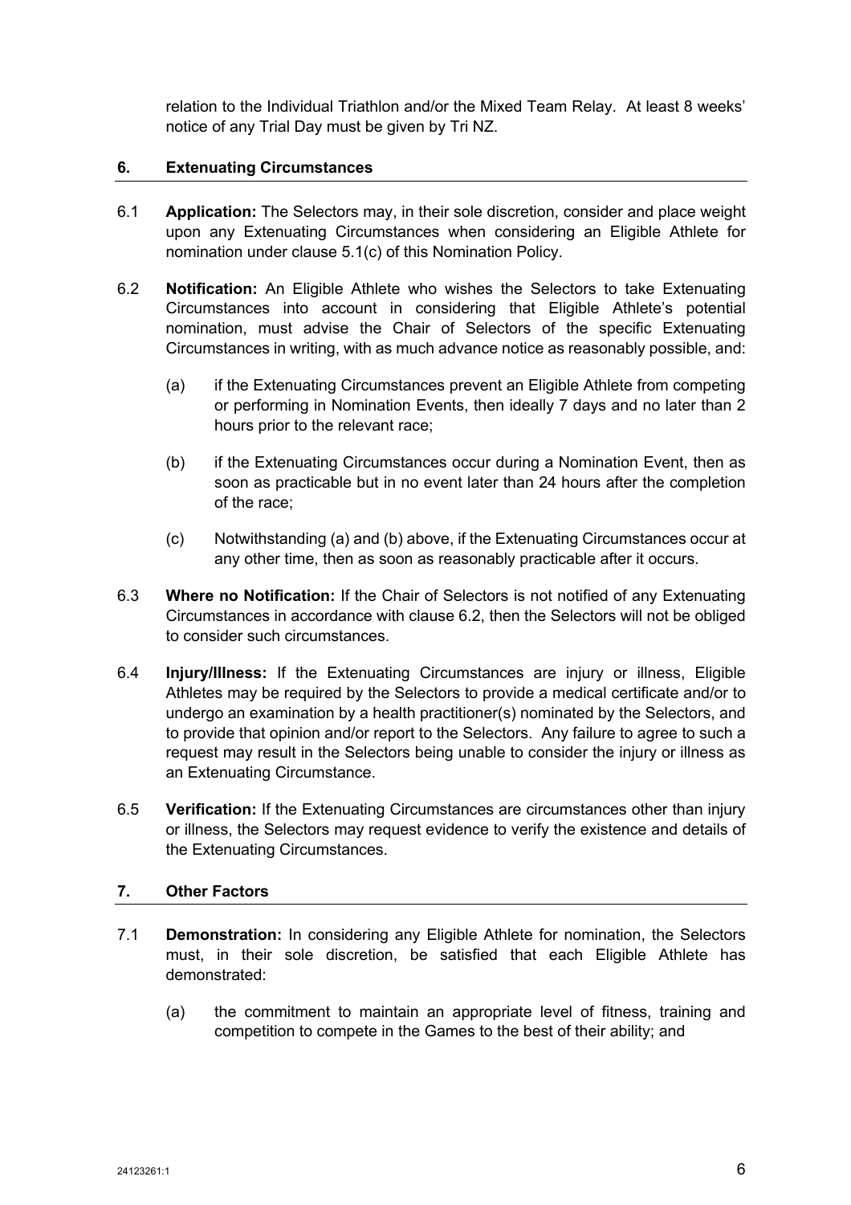relation to the Individual Triathlon and/or the Mixed Team Relay. At least 8 weeks' notice of any Trial Day must be given by Tri NZ.

## 6. Extenuating Circumstances

6.1 **Application:** The Selectors may, in their sole discretion, consider and place weight upon any Extenuating Circumstances when considering an Eligible Athlete for nomination under clause 5.1(c) of this Nomination Policy.

6.2 **Notification:** An Eligible Athlete who wishes the Selectors to take Extenuating Circumstances into account in considering that Eligible Athlete's potential nomination, must advise the Chair of Selectors of the specific Extenuating Circumstances in writing, with as much advance notice as reasonably possible, and:

(a) if the Extenuating Circumstances prevent an Eligible Athlete from competing or performing in Nomination Events, then ideally 7 days and no later than 2 hours prior to the relevant race;

(b) if the Extenuating Circumstances occur during a Nomination Event, then as soon as practicable but in no event later than 24 hours after the completion of the race;

(c) Notwithstanding (a) and (b) above, if the Extenuating Circumstances occur at any other time, then as soon as reasonably practicable after it occurs.

6.3 **Where no Notification:** If the Chair of Selectors is not notified of any Extenuating Circumstances in accordance with clause 6.2, then the Selectors will not be obliged to consider such circumstances.

6.4 **Injury/Illness:** If the Extenuating Circumstances are injury or illness, Eligible Athletes may be required by the Selectors to provide a medical certificate and/or to undergo an examination by a health practitioner(s) nominated by the Selectors, and to provide that opinion and/or report to the Selectors. Any failure to agree to such a request may result in the Selectors being unable to consider the injury or illness as an Extenuating Circumstance.

6.5 **Verification:** If the Extenuating Circumstances are circumstances other than injury or illness, the Selectors may request evidence to verify the existence and details of the Extenuating Circumstances.

## 7. Other Factors

7.1 **Demonstration:** In considering any Eligible Athlete for nomination, the Selectors must, in their sole discretion, be satisfied that each Eligible Athlete has demonstrated:

(a) the commitment to maintain an appropriate level of fitness, training and competition to compete in the Games to the best of their ability; and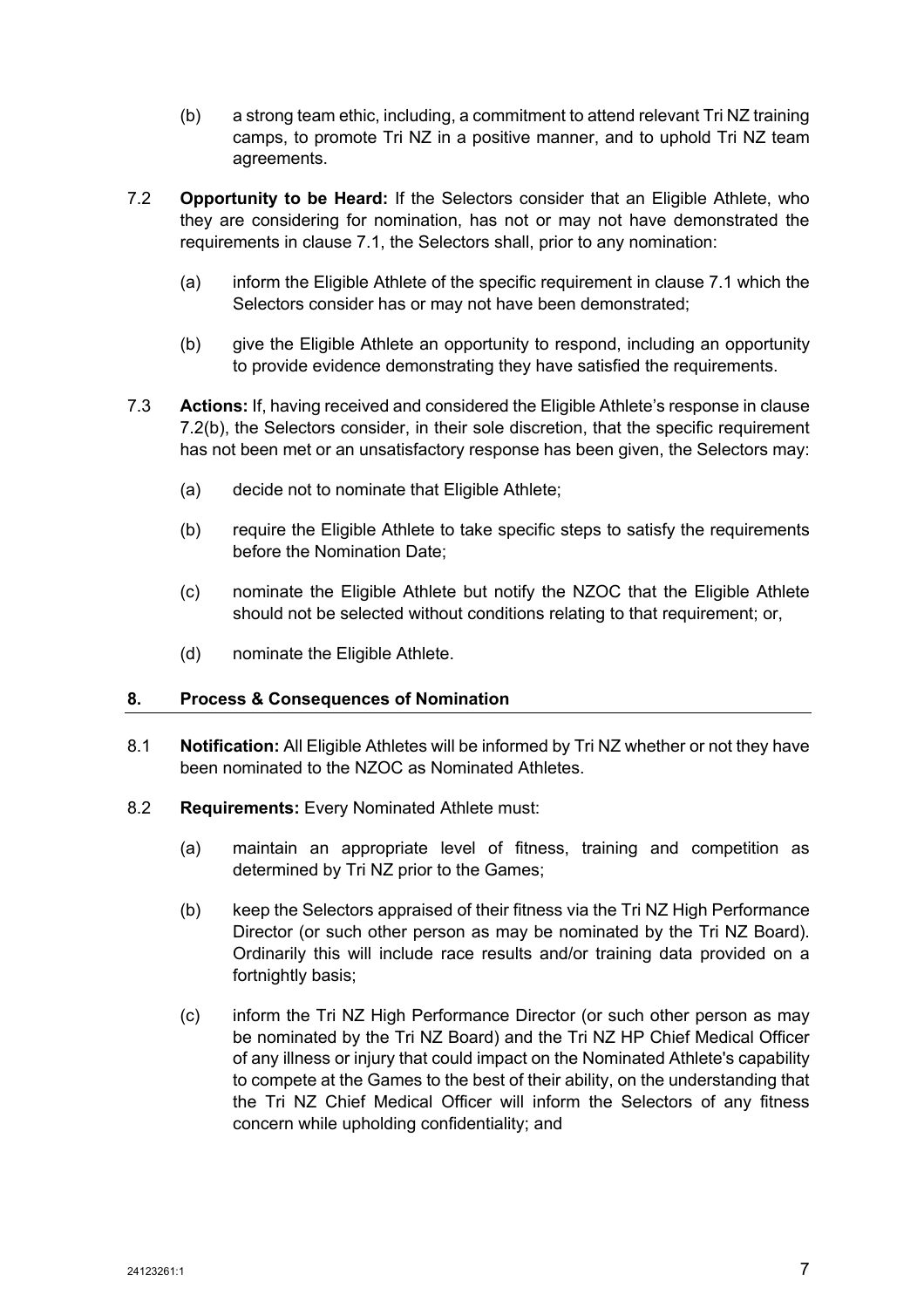(b) a strong team ethic, including, a commitment to attend relevant Tri NZ training camps, to promote Tri NZ in a positive manner, and to uphold Tri NZ team agreements.

7.2 **Opportunity to be Heard:** If the Selectors consider that an Eligible Athlete, who they are considering for nomination, has not or may not have demonstrated the requirements in clause 7.1, the Selectors shall, prior to any nomination:

(a) inform the Eligible Athlete of the specific requirement in clause 7.1 which the Selectors consider has or may not have been demonstrated;

(b) give the Eligible Athlete an opportunity to respond, including an opportunity to provide evidence demonstrating they have satisfied the requirements.

7.3 **Actions:** If, having received and considered the Eligible Athlete's response in clause 7.2(b), the Selectors consider, in their sole discretion, that the specific requirement has not been met or an unsatisfactory response has been given, the Selectors may:

(a) decide not to nominate that Eligible Athlete;

(b) require the Eligible Athlete to take specific steps to satisfy the requirements before the Nomination Date;

(c) nominate the Eligible Athlete but notify the NZOC that the Eligible Athlete should not be selected without conditions relating to that requirement; or,

(d) nominate the Eligible Athlete.

## 8. Process & Consequences of Nomination

8.1 **Notification:** All Eligible Athletes will be informed by Tri NZ whether or not they have been nominated to the NZOC as Nominated Athletes.

8.2 **Requirements:** Every Nominated Athlete must:

(a) maintain an appropriate level of fitness, training and competition as determined by Tri NZ prior to the Games;

(b) keep the Selectors appraised of their fitness via the Tri NZ High Performance Director (or such other person as may be nominated by the Tri NZ Board). Ordinarily this will include race results and/or training data provided on a fortnightly basis;

(c) inform the Tri NZ High Performance Director (or such other person as may be nominated by the Tri NZ Board) and the Tri NZ HP Chief Medical Officer of any illness or injury that could impact on the Nominated Athlete's capability to compete at the Games to the best of their ability, on the understanding that the Tri NZ Chief Medical Officer will inform the Selectors of any fitness concern while upholding confidentiality; and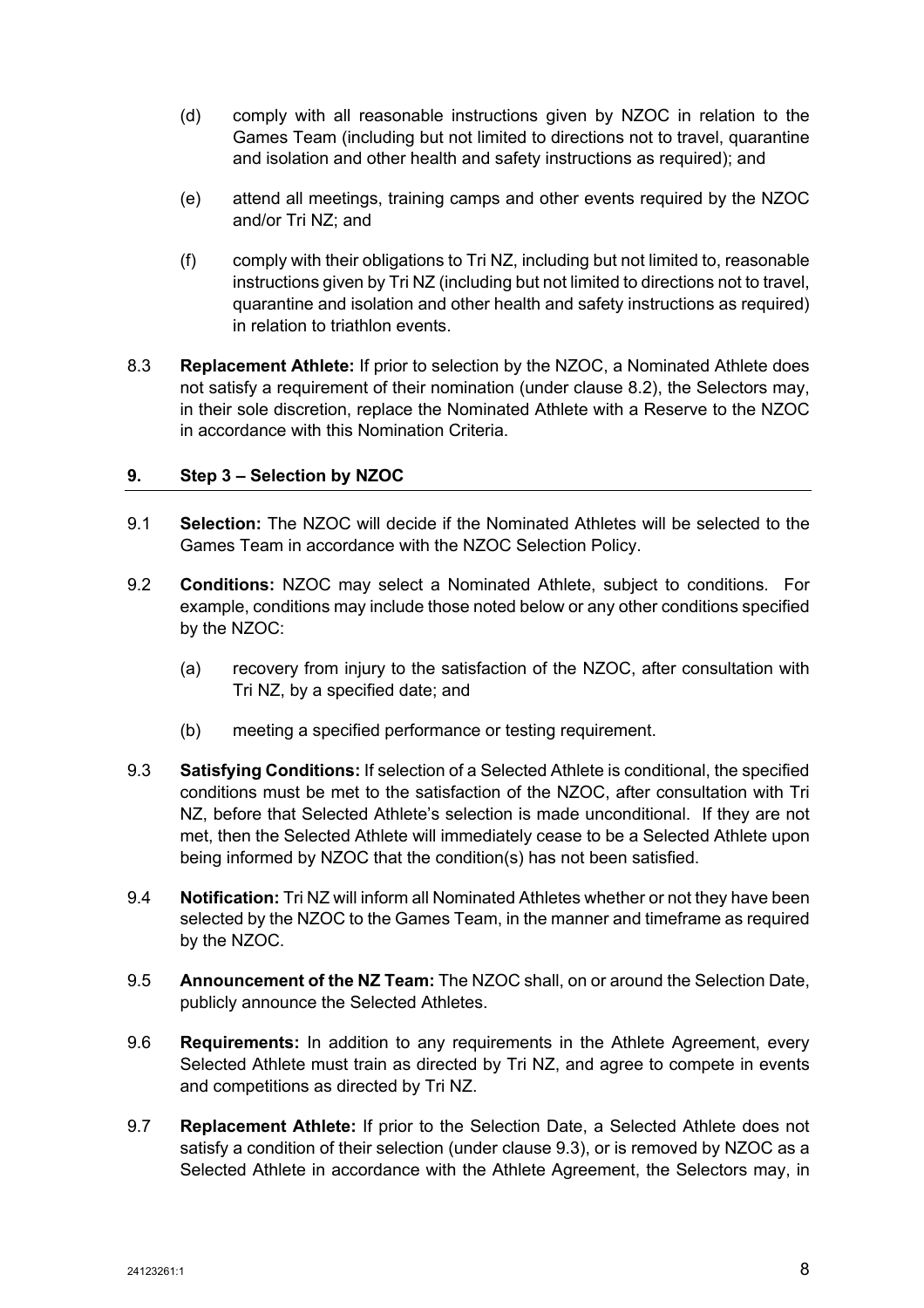(d) comply with all reasonable instructions given by NZOC in relation to the Games Team (including but not limited to directions not to travel, quarantine and isolation and other health and safety instructions as required); and

(e) attend all meetings, training camps and other events required by the NZOC and/or Tri NZ; and

(f) comply with their obligations to Tri NZ, including but not limited to, reasonable instructions given by Tri NZ (including but not limited to directions not to travel, quarantine and isolation and other health and safety instructions as required) in relation to triathlon events.

8.3 **Replacement Athlete:** If prior to selection by the NZOC, a Nominated Athlete does not satisfy a requirement of their nomination (under clause 8.2), the Selectors may, in their sole discretion, replace the Nominated Athlete with a Reserve to the NZOC in accordance with this Nomination Criteria.

## 9. Step 3 – Selection by NZOC

9.1 **Selection:** The NZOC will decide if the Nominated Athletes will be selected to the Games Team in accordance with the NZOC Selection Policy.

9.2 **Conditions:** NZOC may select a Nominated Athlete, subject to conditions. For example, conditions may include those noted below or any other conditions specified by the NZOC:

(a) recovery from injury to the satisfaction of the NZOC, after consultation with Tri NZ, by a specified date; and

(b) meeting a specified performance or testing requirement.

9.3 **Satisfying Conditions:** If selection of a Selected Athlete is conditional, the specified conditions must be met to the satisfaction of the NZOC, after consultation with Tri NZ, before that Selected Athlete's selection is made unconditional. If they are not met, then the Selected Athlete will immediately cease to be a Selected Athlete upon being informed by NZOC that the condition(s) has not been satisfied.

9.4 **Notification:** Tri NZ will inform all Nominated Athletes whether or not they have been selected by the NZOC to the Games Team, in the manner and timeframe as required by the NZOC.

9.5 **Announcement of the NZ Team:** The NZOC shall, on or around the Selection Date, publicly announce the Selected Athletes.

9.6 **Requirements:** In addition to any requirements in the Athlete Agreement, every Selected Athlete must train as directed by Tri NZ, and agree to compete in events and competitions as directed by Tri NZ.

9.7 **Replacement Athlete:** If prior to the Selection Date, a Selected Athlete does not satisfy a condition of their selection (under clause 9.3), or is removed by NZOC as a Selected Athlete in accordance with the Athlete Agreement, the Selectors may, in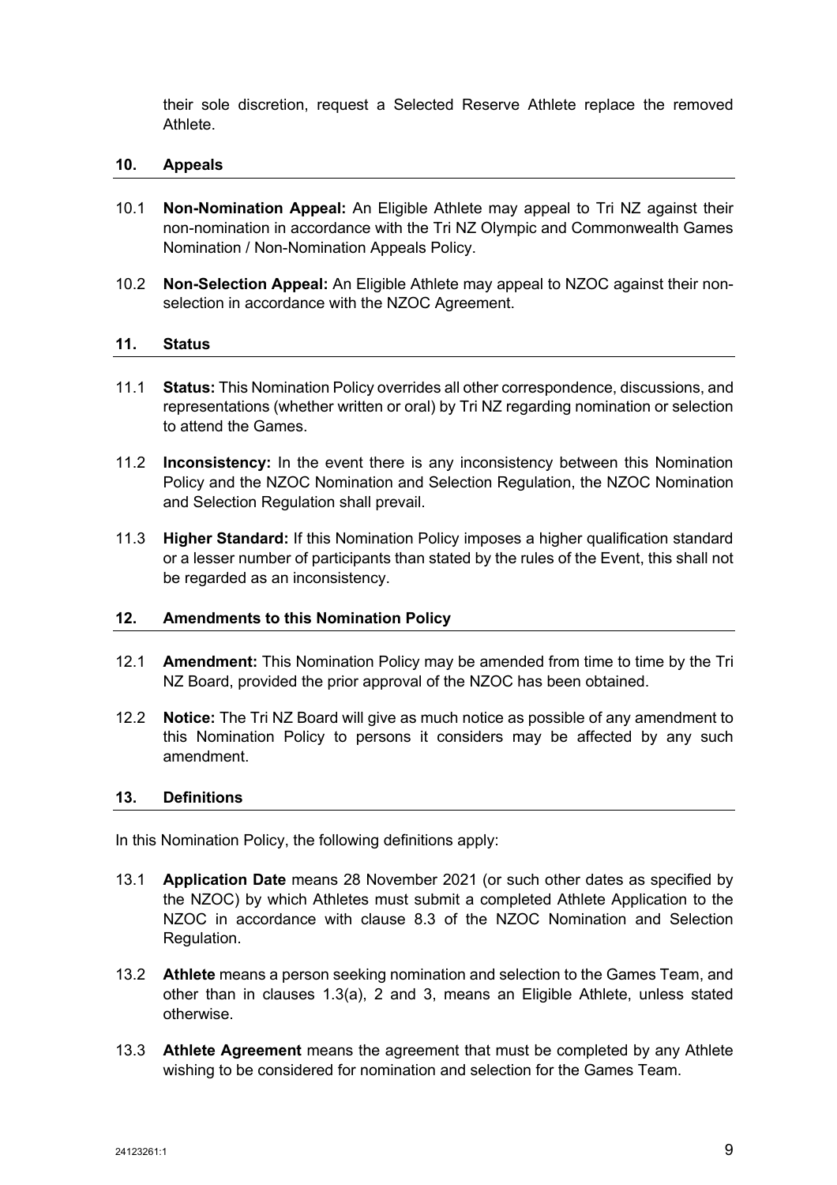their sole discretion, request a Selected Reserve Athlete replace the removed Athlete.

## 10. Appeals

10.1 **Non-Nomination Appeal:** An Eligible Athlete may appeal to Tri NZ against their non-nomination in accordance with the Tri NZ Olympic and Commonwealth Games Nomination / Non-Nomination Appeals Policy.

10.2 **Non-Selection Appeal:** An Eligible Athlete may appeal to NZOC against their non-selection in accordance with the NZOC Agreement.

## 11. Status

11.1 **Status:** This Nomination Policy overrides all other correspondence, discussions, and representations (whether written or oral) by Tri NZ regarding nomination or selection to attend the Games.

11.2 **Inconsistency:** In the event there is any inconsistency between this Nomination Policy and the NZOC Nomination and Selection Regulation, the NZOC Nomination and Selection Regulation shall prevail.

11.3 **Higher Standard:** If this Nomination Policy imposes a higher qualification standard or a lesser number of participants than stated by the rules of the Event, this shall not be regarded as an inconsistency.

## 12. Amendments to this Nomination Policy

12.1 **Amendment:** This Nomination Policy may be amended from time to time by the Tri NZ Board, provided the prior approval of the NZOC has been obtained.

12.2 **Notice:** The Tri NZ Board will give as much notice as possible of any amendment to this Nomination Policy to persons it considers may be affected by any such amendment.

## 13. Definitions

In this Nomination Policy, the following definitions apply:

13.1 **Application Date** means 28 November 2021 (or such other dates as specified by the NZOC) by which Athletes must submit a completed Athlete Application to the NZOC in accordance with clause 8.3 of the NZOC Nomination and Selection Regulation.

13.2 **Athlete** means a person seeking nomination and selection to the Games Team, and other than in clauses 1.3(a), 2 and 3, means an Eligible Athlete, unless stated otherwise.

13.3 **Athlete Agreement** means the agreement that must be completed by any Athlete wishing to be considered for nomination and selection for the Games Team.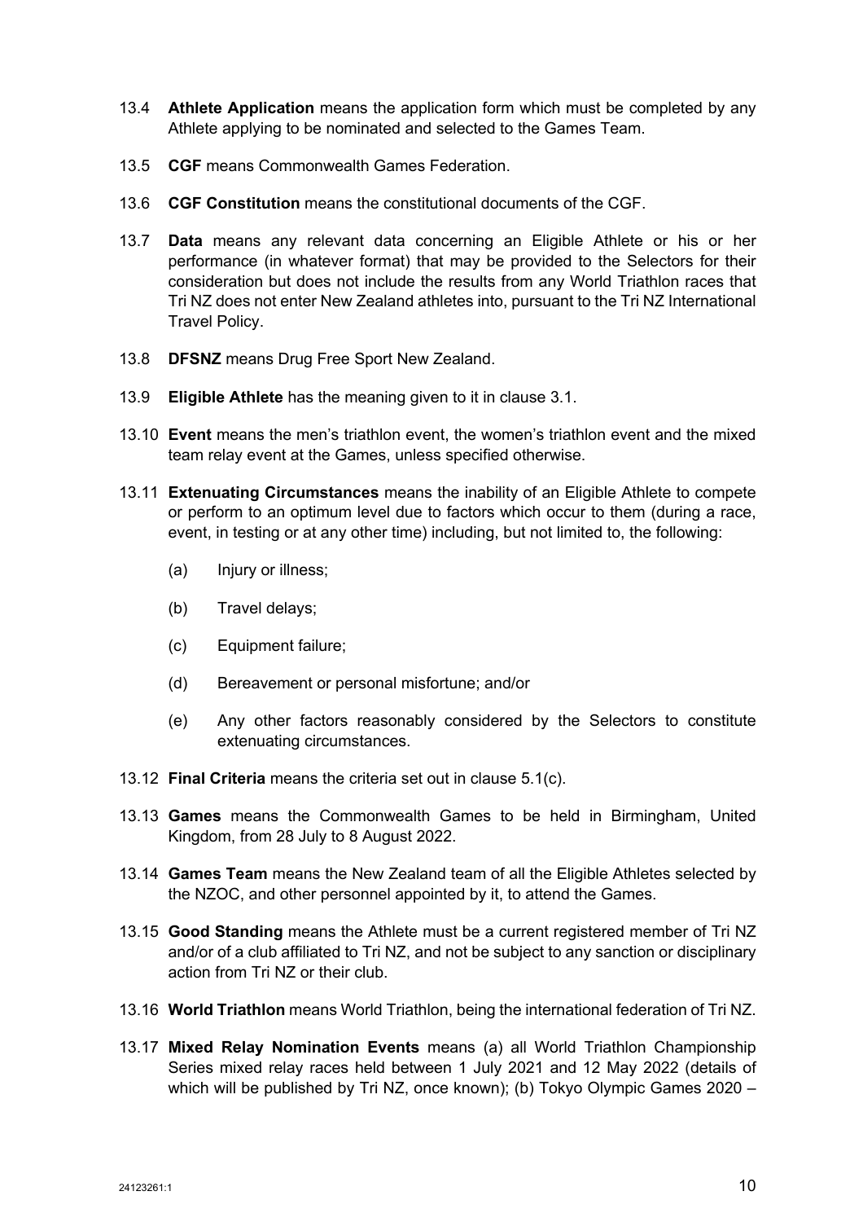13.4 **Athlete Application** means the application form which must be completed by any Athlete applying to be nominated and selected to the Games Team.

13.5 **CGF** means Commonwealth Games Federation.

13.6 **CGF Constitution** means the constitutional documents of the CGF.

13.7 **Data** means any relevant data concerning an Eligible Athlete or his or her performance (in whatever format) that may be provided to the Selectors for their consideration but does not include the results from any World Triathlon races that Tri NZ does not enter New Zealand athletes into, pursuant to the Tri NZ International Travel Policy.

13.8 **DFSNZ** means Drug Free Sport New Zealand.

13.9 **Eligible Athlete** has the meaning given to it in clause 3.1.

13.10 **Event** means the men's triathlon event, the women's triathlon event and the mixed team relay event at the Games, unless specified otherwise.

13.11 **Extenuating Circumstances** means the inability of an Eligible Athlete to compete or perform to an optimum level due to factors which occur to them (during a race, event, in testing or at any other time) including, but not limited to, the following:

- (a) Injury or illness;
- (b) Travel delays;
- (c) Equipment failure;
- (d) Bereavement or personal misfortune; and/or
- (e) Any other factors reasonably considered by the Selectors to constitute extenuating circumstances.

13.12 **Final Criteria** means the criteria set out in clause 5.1(c).

13.13 **Games** means the Commonwealth Games to be held in Birmingham, United Kingdom, from 28 July to 8 August 2022.

13.14 **Games Team** means the New Zealand team of all the Eligible Athletes selected by the NZOC, and other personnel appointed by it, to attend the Games.

13.15 **Good Standing** means the Athlete must be a current registered member of Tri NZ and/or of a club affiliated to Tri NZ, and not be subject to any sanction or disciplinary action from Tri NZ or their club.

13.16 **World Triathlon** means World Triathlon, being the international federation of Tri NZ.

13.17 **Mixed Relay Nomination Events** means (a) all World Triathlon Championship Series mixed relay races held between 1 July 2021 and 12 May 2022 (details of which will be published by Tri NZ, once known); (b) Tokyo Olympic Games 2020 –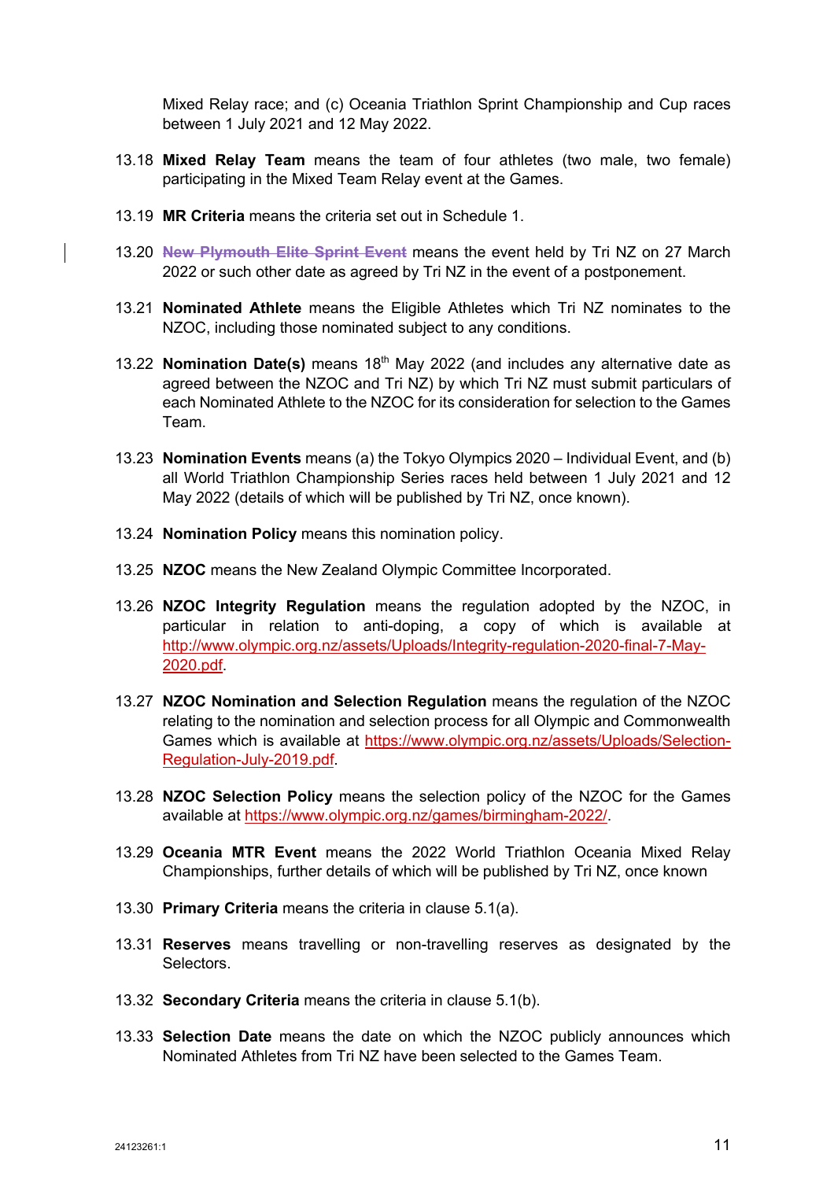Mixed Relay race; and (c) Oceania Triathlon Sprint Championship and Cup races between 1 July 2021 and 12 May 2022.

13.18 **Mixed Relay Team** means the team of four athletes (two male, two female) participating in the Mixed Team Relay event at the Games.

13.19 **MR Criteria** means the criteria set out in Schedule 1.

13.20 ~~**New Plymouth Elite Sprint Event**~~ means the event held by Tri NZ on 27 March 2022 or such other date as agreed by Tri NZ in the event of a postponement.

13.21 **Nominated Athlete** means the Eligible Athletes which Tri NZ nominates to the NZOC, including those nominated subject to any conditions.

13.22 **Nomination Date(s)** means 18th May 2022 (and includes any alternative date as agreed between the NZOC and Tri NZ) by which Tri NZ must submit particulars of each Nominated Athlete to the NZOC for its consideration for selection to the Games Team.

13.23 **Nomination Events** means (a) the Tokyo Olympics 2020 – Individual Event, and (b) all World Triathlon Championship Series races held between 1 July 2021 and 12 May 2022 (details of which will be published by Tri NZ, once known).

13.24 **Nomination Policy** means this nomination policy.

13.25 **NZOC** means the New Zealand Olympic Committee Incorporated.

13.26 **NZOC Integrity Regulation** means the regulation adopted by the NZOC, in particular in relation to anti-doping, a copy of which is available at http://www.olympic.org.nz/assets/Uploads/Integrity-regulation-2020-final-7-May-2020.pdf.

13.27 **NZOC Nomination and Selection Regulation** means the regulation of the NZOC relating to the nomination and selection process for all Olympic and Commonwealth Games which is available at https://www.olympic.org.nz/assets/Uploads/Selection-Regulation-July-2019.pdf.

13.28 **NZOC Selection Policy** means the selection policy of the NZOC for the Games available at https://www.olympic.org.nz/games/birmingham-2022/.

13.29 **Oceania MTR Event** means the 2022 World Triathlon Oceania Mixed Relay Championships, further details of which will be published by Tri NZ, once known

13.30 **Primary Criteria** means the criteria in clause 5.1(a).

13.31 **Reserves** means travelling or non-travelling reserves as designated by the Selectors.

13.32 **Secondary Criteria** means the criteria in clause 5.1(b).

13.33 **Selection Date** means the date on which the NZOC publicly announces which Nominated Athletes from Tri NZ have been selected to the Games Team.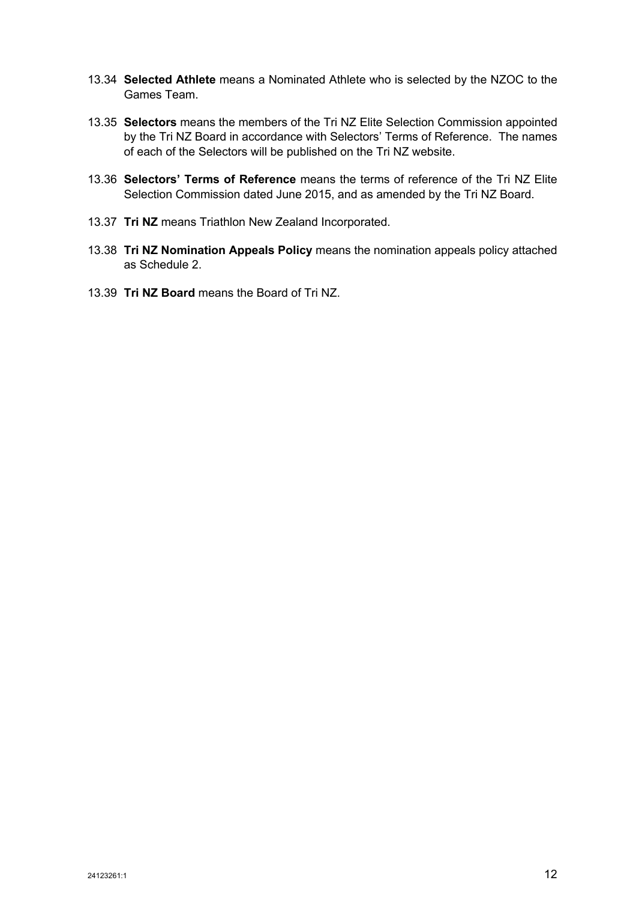13.34 **Selected Athlete** means a Nominated Athlete who is selected by the NZOC to the Games Team.

13.35 **Selectors** means the members of the Tri NZ Elite Selection Commission appointed by the Tri NZ Board in accordance with Selectors' Terms of Reference. The names of each of the Selectors will be published on the Tri NZ website.

13.36 **Selectors' Terms of Reference** means the terms of reference of the Tri NZ Elite Selection Commission dated June 2015, and as amended by the Tri NZ Board.

13.37 **Tri NZ** means Triathlon New Zealand Incorporated.

13.38 **Tri NZ Nomination Appeals Policy** means the nomination appeals policy attached as Schedule 2.

13.39 **Tri NZ Board** means the Board of Tri NZ.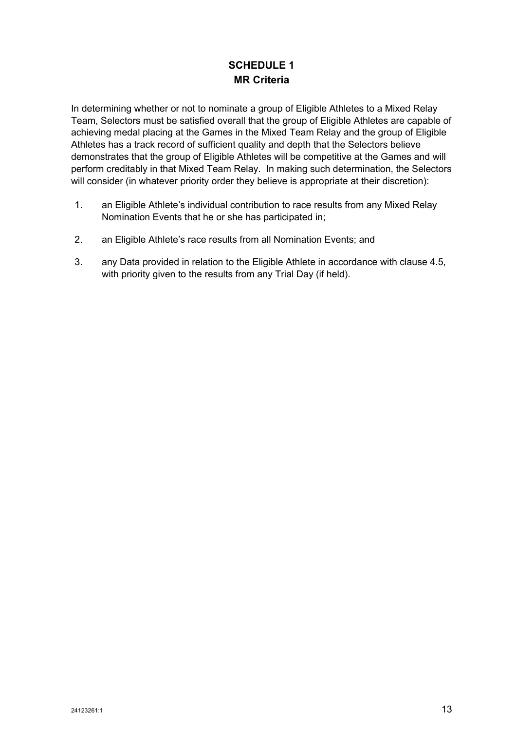# SCHEDULE 1
## MR Criteria

In determining whether or not to nominate a group of Eligible Athletes to a Mixed Relay Team, Selectors must be satisfied overall that the group of Eligible Athletes are capable of achieving medal placing at the Games in the Mixed Team Relay and the group of Eligible Athletes has a track record of sufficient quality and depth that the Selectors believe demonstrates that the group of Eligible Athletes will be competitive at the Games and will perform creditably in that Mixed Team Relay. In making such determination, the Selectors will consider (in whatever priority order they believe is appropriate at their discretion):

1. an Eligible Athlete's individual contribution to race results from any Mixed Relay Nomination Events that he or she has participated in;
2. an Eligible Athlete's race results from all Nomination Events; and
3. any Data provided in relation to the Eligible Athlete in accordance with clause 4.5, with priority given to the results from any Trial Day (if held).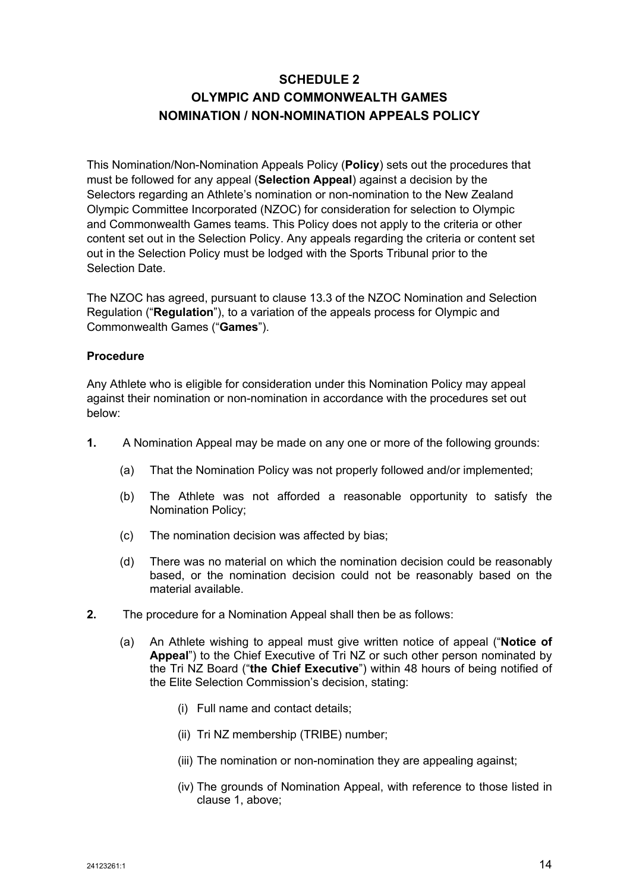# SCHEDULE 2
# OLYMPIC AND COMMONWEALTH GAMES
# NOMINATION / NON-NOMINATION APPEALS POLICY

This Nomination/Non-Nomination Appeals Policy (**Policy**) sets out the procedures that must be followed for any appeal (**Selection Appeal**) against a decision by the Selectors regarding an Athlete's nomination or non-nomination to the New Zealand Olympic Committee Incorporated (NZOC) for consideration for selection to Olympic and Commonwealth Games teams. This Policy does not apply to the criteria or other content set out in the Selection Policy. Any appeals regarding the criteria or content set out in the Selection Policy must be lodged with the Sports Tribunal prior to the Selection Date.

The NZOC has agreed, pursuant to clause 13.3 of the NZOC Nomination and Selection Regulation ("**Regulation**"), to a variation of the appeals process for Olympic and Commonwealth Games ("**Games**").

**Procedure**

Any Athlete who is eligible for consideration under this Nomination Policy may appeal against their nomination or non-nomination in accordance with the procedures set out below:

**1.** A Nomination Appeal may be made on any one or more of the following grounds:

   (a) That the Nomination Policy was not properly followed and/or implemented;

   (b) The Athlete was not afforded a reasonable opportunity to satisfy the Nomination Policy;

   (c) The nomination decision was affected by bias;

   (d) There was no material on which the nomination decision could be reasonably based, or the nomination decision could not be reasonably based on the material available.

**2.** The procedure for a Nomination Appeal shall then be as follows:

   (a) An Athlete wishing to appeal must give written notice of appeal ("**Notice of Appeal**") to the Chief Executive of Tri NZ or such other person nominated by the Tri NZ Board ("**the Chief Executive**") within 48 hours of being notified of the Elite Selection Commission's decision, stating:

      (i) Full name and contact details;

      (ii) Tri NZ membership (TRIBE) number;

      (iii) The nomination or non-nomination they are appealing against;

      (iv) The grounds of Nomination Appeal, with reference to those listed in clause 1, above;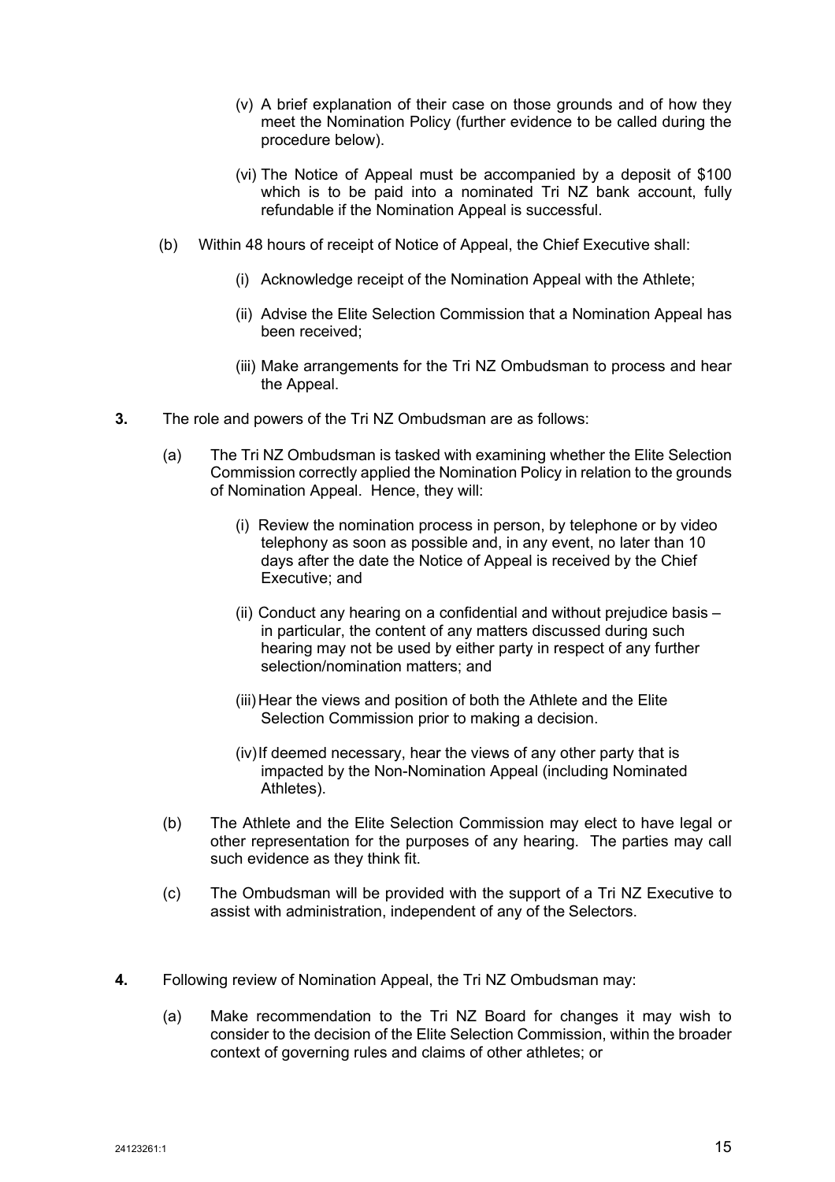(v) A brief explanation of their case on those grounds and of how they meet the Nomination Policy (further evidence to be called during the procedure below).

(vi) The Notice of Appeal must be accompanied by a deposit of $100 which is to be paid into a nominated Tri NZ bank account, fully refundable if the Nomination Appeal is successful.

(b) Within 48 hours of receipt of Notice of Appeal, the Chief Executive shall:

(i) Acknowledge receipt of the Nomination Appeal with the Athlete;

(ii) Advise the Elite Selection Commission that a Nomination Appeal has been received;

(iii) Make arrangements for the Tri NZ Ombudsman to process and hear the Appeal.

**3.** The role and powers of the Tri NZ Ombudsman are as follows:

(a) The Tri NZ Ombudsman is tasked with examining whether the Elite Selection Commission correctly applied the Nomination Policy in relation to the grounds of Nomination Appeal. Hence, they will:

(i) Review the nomination process in person, by telephone or by video telephony as soon as possible and, in any event, no later than 10 days after the date the Notice of Appeal is received by the Chief Executive; and

(ii) Conduct any hearing on a confidential and without prejudice basis – in particular, the content of any matters discussed during such hearing may not be used by either party in respect of any further selection/nomination matters; and

(iii) Hear the views and position of both the Athlete and the Elite Selection Commission prior to making a decision.

(iv) If deemed necessary, hear the views of any other party that is impacted by the Non-Nomination Appeal (including Nominated Athletes).

(b) The Athlete and the Elite Selection Commission may elect to have legal or other representation for the purposes of any hearing. The parties may call such evidence as they think fit.

(c) The Ombudsman will be provided with the support of a Tri NZ Executive to assist with administration, independent of any of the Selectors.

**4.** Following review of Nomination Appeal, the Tri NZ Ombudsman may:

(a) Make recommendation to the Tri NZ Board for changes it may wish to consider to the decision of the Elite Selection Commission, within the broader context of governing rules and claims of other athletes; or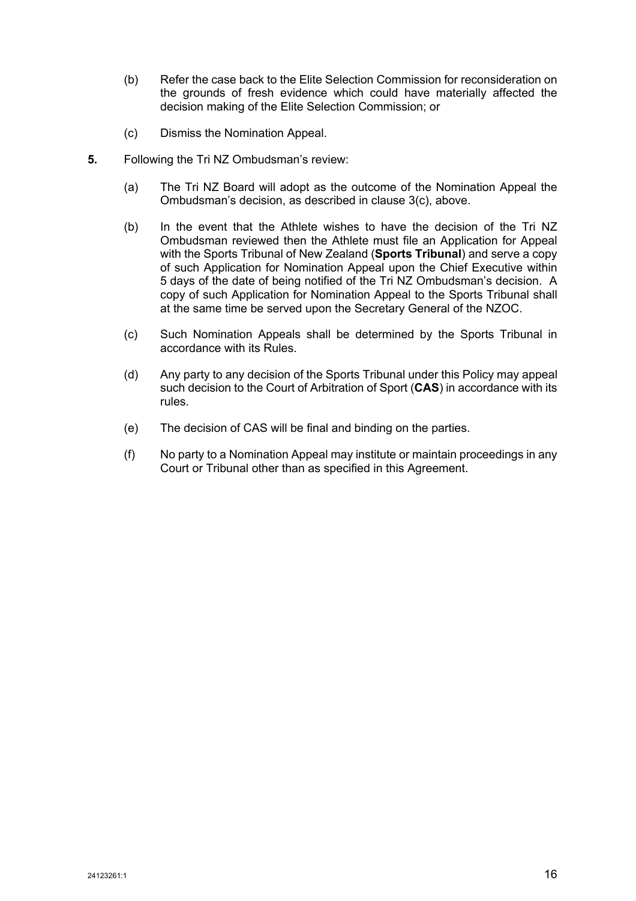(b) Refer the case back to the Elite Selection Commission for reconsideration on the grounds of fresh evidence which could have materially affected the decision making of the Elite Selection Commission; or

(c) Dismiss the Nomination Appeal.

**5.** Following the Tri NZ Ombudsman's review:

(a) The Tri NZ Board will adopt as the outcome of the Nomination Appeal the Ombudsman's decision, as described in clause 3(c), above.

(b) In the event that the Athlete wishes to have the decision of the Tri NZ Ombudsman reviewed then the Athlete must file an Application for Appeal with the Sports Tribunal of New Zealand (**Sports Tribunal**) and serve a copy of such Application for Nomination Appeal upon the Chief Executive within 5 days of the date of being notified of the Tri NZ Ombudsman's decision. A copy of such Application for Nomination Appeal to the Sports Tribunal shall at the same time be served upon the Secretary General of the NZOC.

(c) Such Nomination Appeals shall be determined by the Sports Tribunal in accordance with its Rules.

(d) Any party to any decision of the Sports Tribunal under this Policy may appeal such decision to the Court of Arbitration of Sport (**CAS**) in accordance with its rules.

(e) The decision of CAS will be final and binding on the parties.

(f) No party to a Nomination Appeal may institute or maintain proceedings in any Court or Tribunal other than as specified in this Agreement.